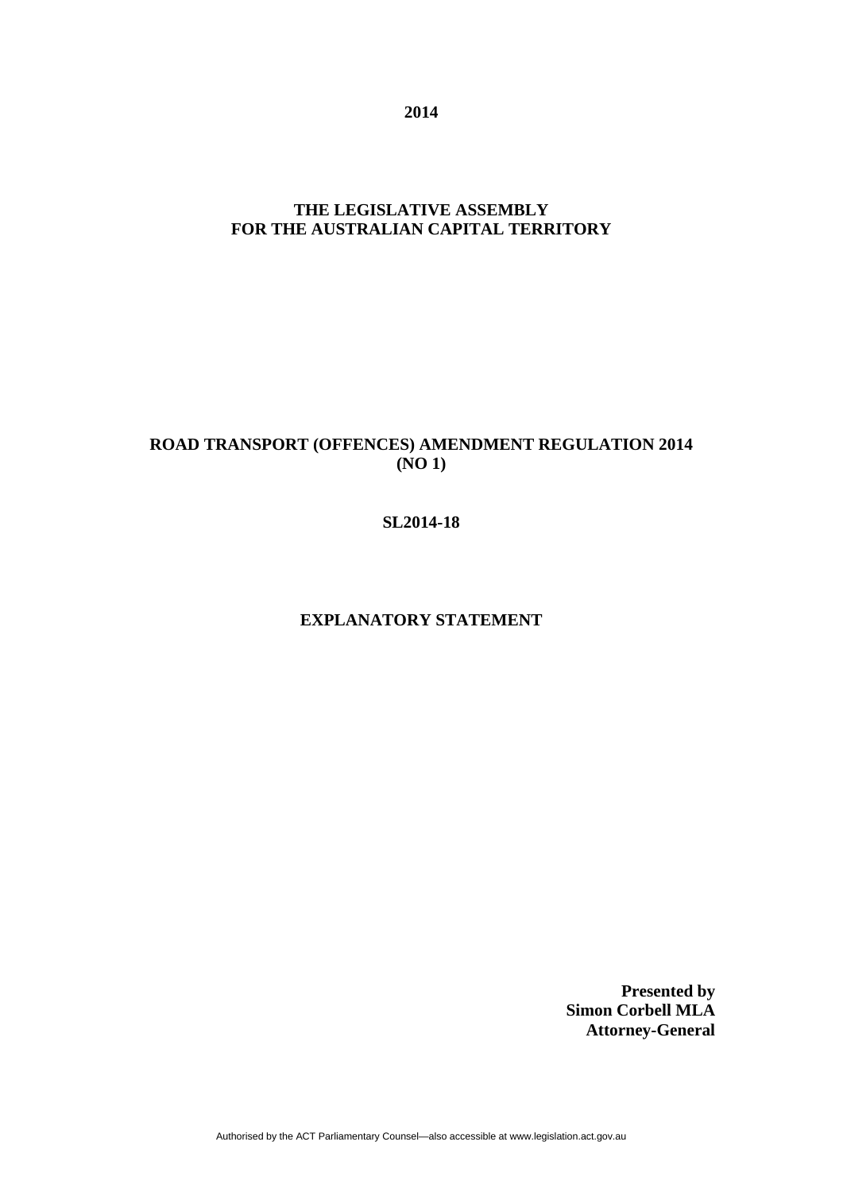**2014**

**THE LEGISLATIVE ASSEMBLY**
**FOR THE AUSTRALIAN CAPITAL TERRITORY**

# ROAD TRANSPORT (OFFENCES) AMENDMENT REGULATION 2014 (NO 1)

**SL2014-18**

## EXPLANATORY STATEMENT

**Presented by**
**Simon Corbell MLA**
**Attorney-General**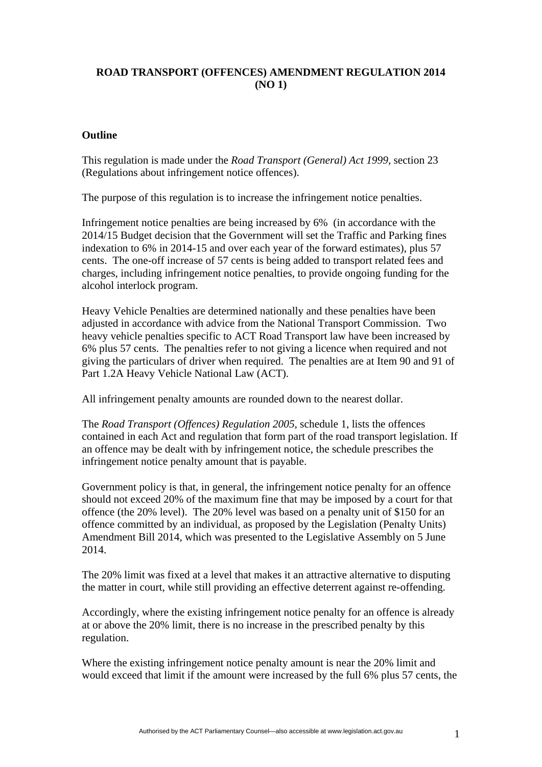# ROAD TRANSPORT (OFFENCES) AMENDMENT REGULATION 2014 (NO 1)

## Outline

This regulation is made under the *Road Transport (General) Act 1999*, section 23 (Regulations about infringement notice offences).

The purpose of this regulation is to increase the infringement notice penalties.

Infringement notice penalties are being increased by 6% (in accordance with the 2014/15 Budget decision that the Government will set the Traffic and Parking fines indexation to 6% in 2014-15 and over each year of the forward estimates), plus 57 cents. The one-off increase of 57 cents is being added to transport related fees and charges, including infringement notice penalties, to provide ongoing funding for the alcohol interlock program.

Heavy Vehicle Penalties are determined nationally and these penalties have been adjusted in accordance with advice from the National Transport Commission. Two heavy vehicle penalties specific to ACT Road Transport law have been increased by 6% plus 57 cents. The penalties refer to not giving a licence when required and not giving the particulars of driver when required. The penalties are at Item 90 and 91 of Part 1.2A Heavy Vehicle National Law (ACT).

All infringement penalty amounts are rounded down to the nearest dollar.

The *Road Transport (Offences) Regulation 2005*, schedule 1, lists the offences contained in each Act and regulation that form part of the road transport legislation. If an offence may be dealt with by infringement notice, the schedule prescribes the infringement notice penalty amount that is payable.

Government policy is that, in general, the infringement notice penalty for an offence should not exceed 20% of the maximum fine that may be imposed by a court for that offence (the 20% level). The 20% level was based on a penalty unit of $150 for an offence committed by an individual, as proposed by the Legislation (Penalty Units) Amendment Bill 2014, which was presented to the Legislative Assembly on 5 June 2014.

The 20% limit was fixed at a level that makes it an attractive alternative to disputing the matter in court, while still providing an effective deterrent against re-offending.

Accordingly, where the existing infringement notice penalty for an offence is already at or above the 20% limit, there is no increase in the prescribed penalty by this regulation.

Where the existing infringement notice penalty amount is near the 20% limit and would exceed that limit if the amount were increased by the full 6% plus 57 cents, the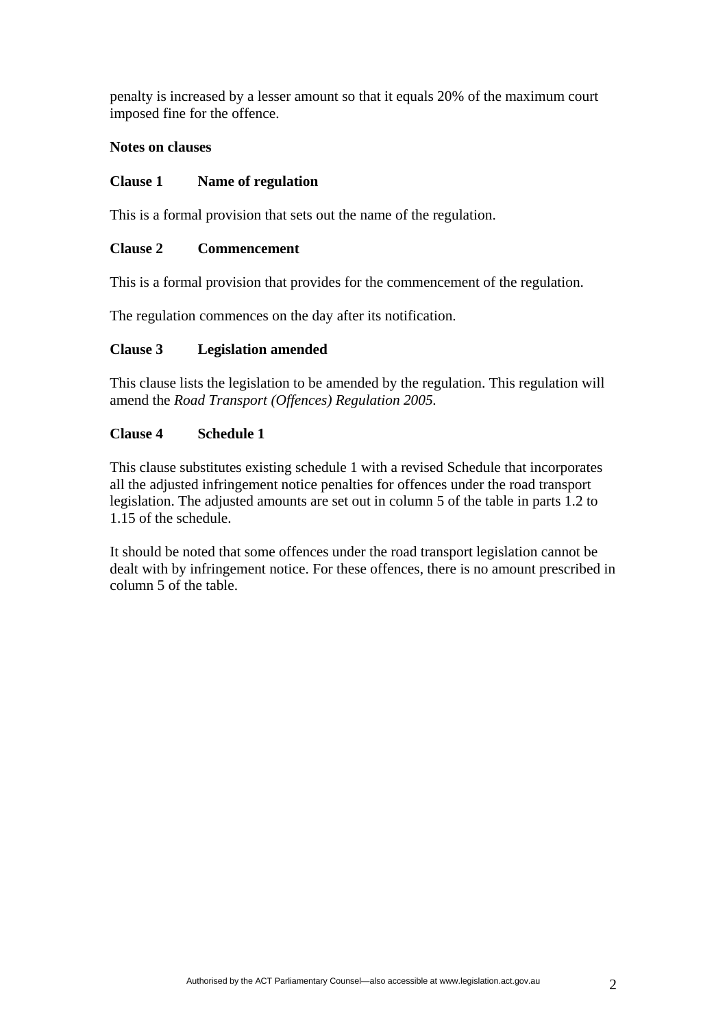penalty is increased by a lesser amount so that it equals 20% of the maximum court imposed fine for the offence.

**Notes on clauses**

**Clause 1 Name of regulation**

This is a formal provision that sets out the name of the regulation.

**Clause 2 Commencement**

This is a formal provision that provides for the commencement of the regulation.

The regulation commences on the day after its notification.

**Clause 3 Legislation amended**

This clause lists the legislation to be amended by the regulation. This regulation will amend the *Road Transport (Offences) Regulation 2005.*

**Clause 4 Schedule 1**

This clause substitutes existing schedule 1 with a revised Schedule that incorporates all the adjusted infringement notice penalties for offences under the road transport legislation. The adjusted amounts are set out in column 5 of the table in parts 1.2 to 1.15 of the schedule.

It should be noted that some offences under the road transport legislation cannot be dealt with by infringement notice. For these offences, there is no amount prescribed in column 5 of the table.